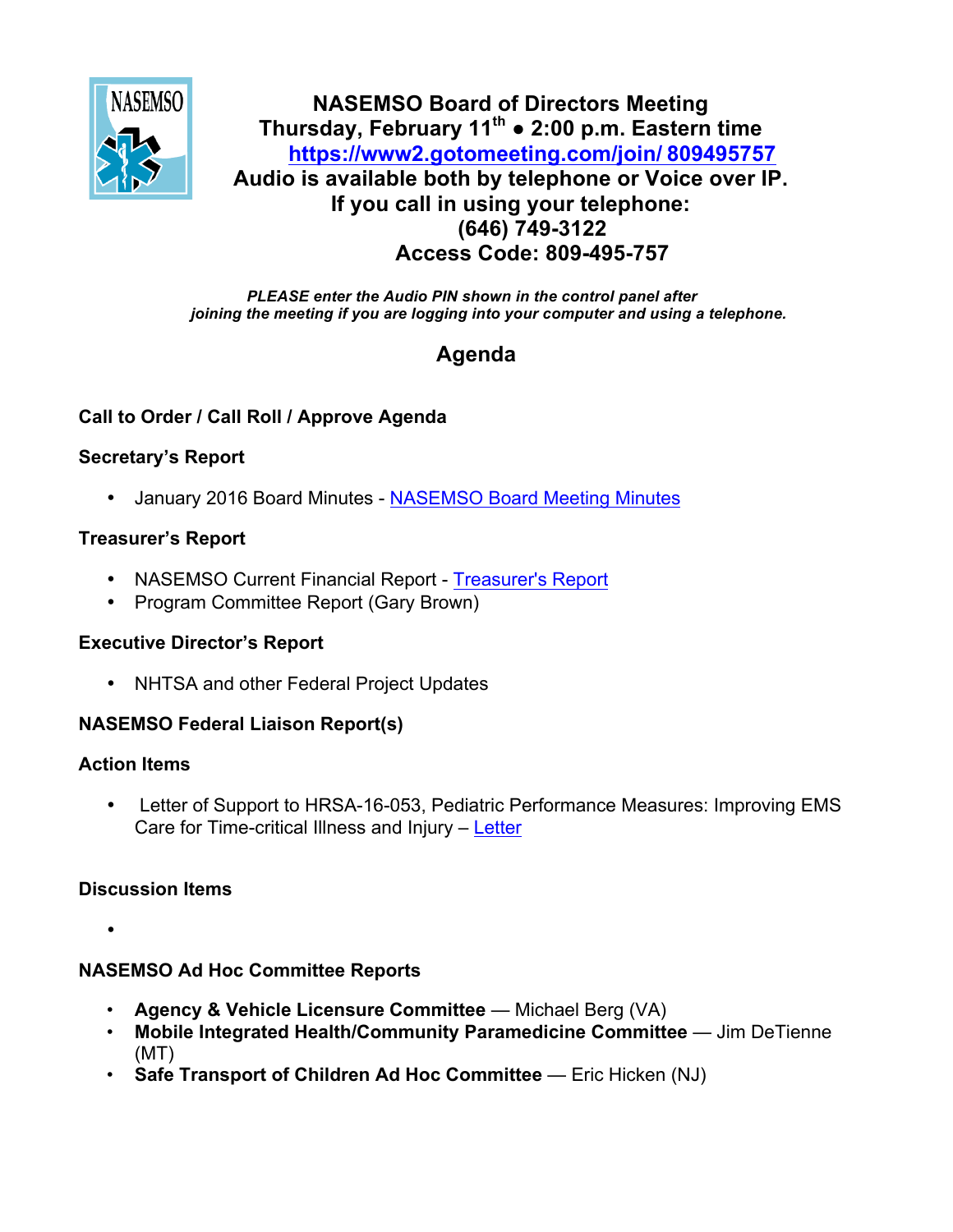# NASEMSO Board of Directors Meeting

**Thursday, February 11th ● 2:00 p.m. Eastern time**

**https://www2.gotomeeting.com/join/ 809495757**

**Audio is available both by telephone or Voice over IP.**

**If you call in using your telephone:**

**(646) 749-3122**

**Access Code: 809-495-757**

***PLEASE enter the Audio PIN shown in the control panel after joining the meeting if you are logging into your computer and using a telephone.***

## Agenda

### Call to Order / Call Roll / Approve Agenda

### Secretary's Report

- January 2016 Board Minutes - NASEMSO Board Meeting Minutes

### Treasurer's Report

- NASEMSO Current Financial Report - Treasurer's Report
- Program Committee Report (Gary Brown)

### Executive Director's Report

- NHTSA and other Federal Project Updates

### NASEMSO Federal Liaison Report(s)

### Action Items

- Letter of Support to HRSA-16-053, Pediatric Performance Measures: Improving EMS Care for Time-critical Illness and Injury – Letter

### Discussion Items

- 

### NASEMSO Ad Hoc Committee Reports

- **Agency & Vehicle Licensure Committee** — Michael Berg (VA)
- **Mobile Integrated Health/Community Paramedicine Committee** — Jim DeTienne (MT)
- **Safe Transport of Children Ad Hoc Committee** — Eric Hicken (NJ)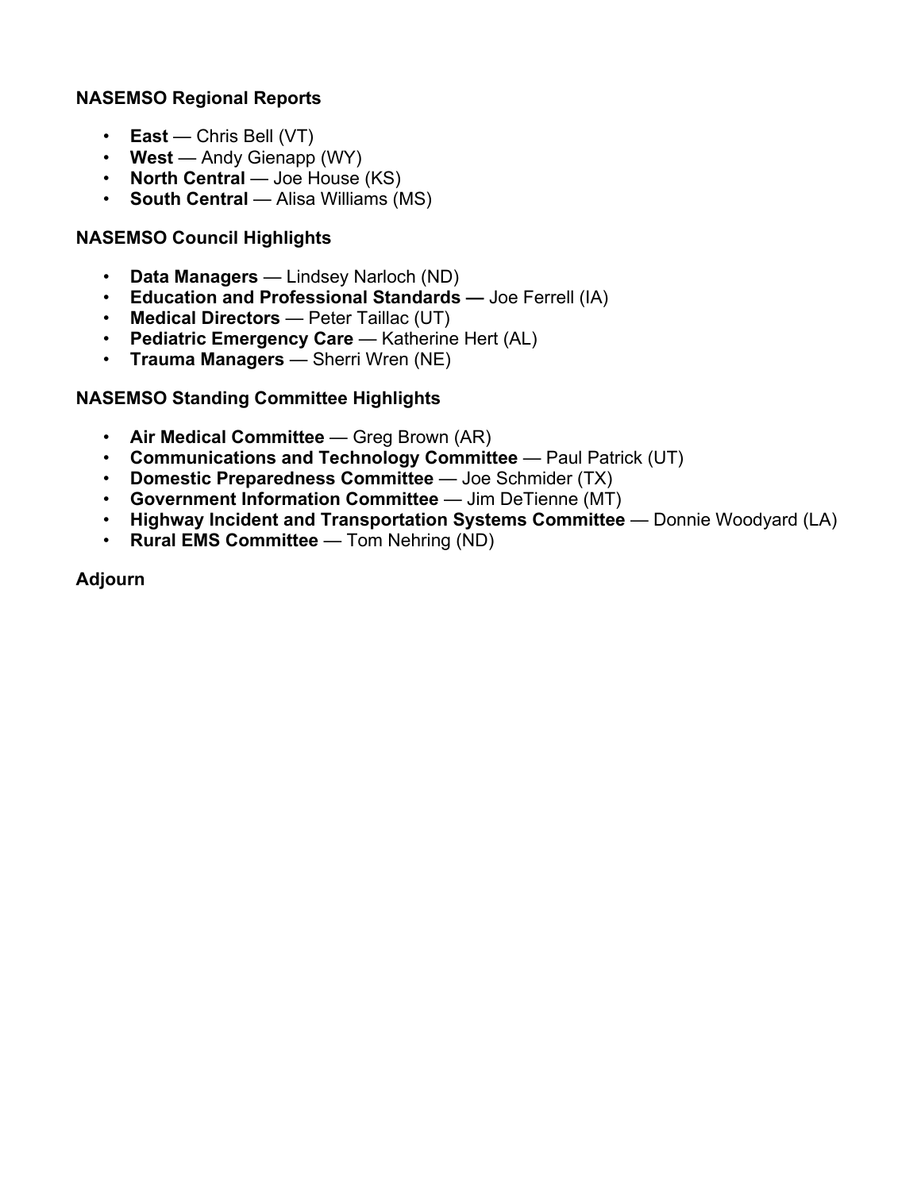**NASEMSO Regional Reports**

- **East** — Chris Bell (VT)
- **West** — Andy Gienapp (WY)
- **North Central** — Joe House (KS)
- **South Central** — Alisa Williams (MS)

**NASEMSO Council Highlights**

- **Data Managers** — Lindsey Narloch (ND)
- **Education and Professional Standards —** Joe Ferrell (IA)
- **Medical Directors** — Peter Taillac (UT)
- **Pediatric Emergency Care** — Katherine Hert (AL)
- **Trauma Managers** — Sherri Wren (NE)

**NASEMSO Standing Committee Highlights**

- **Air Medical Committee** — Greg Brown (AR)
- **Communications and Technology Committee** — Paul Patrick (UT)
- **Domestic Preparedness Committee** — Joe Schmider (TX)
- **Government Information Committee** — Jim DeTienne (MT)
- **Highway Incident and Transportation Systems Committee** — Donnie Woodyard (LA)
- **Rural EMS Committee** — Tom Nehring (ND)

**Adjourn**